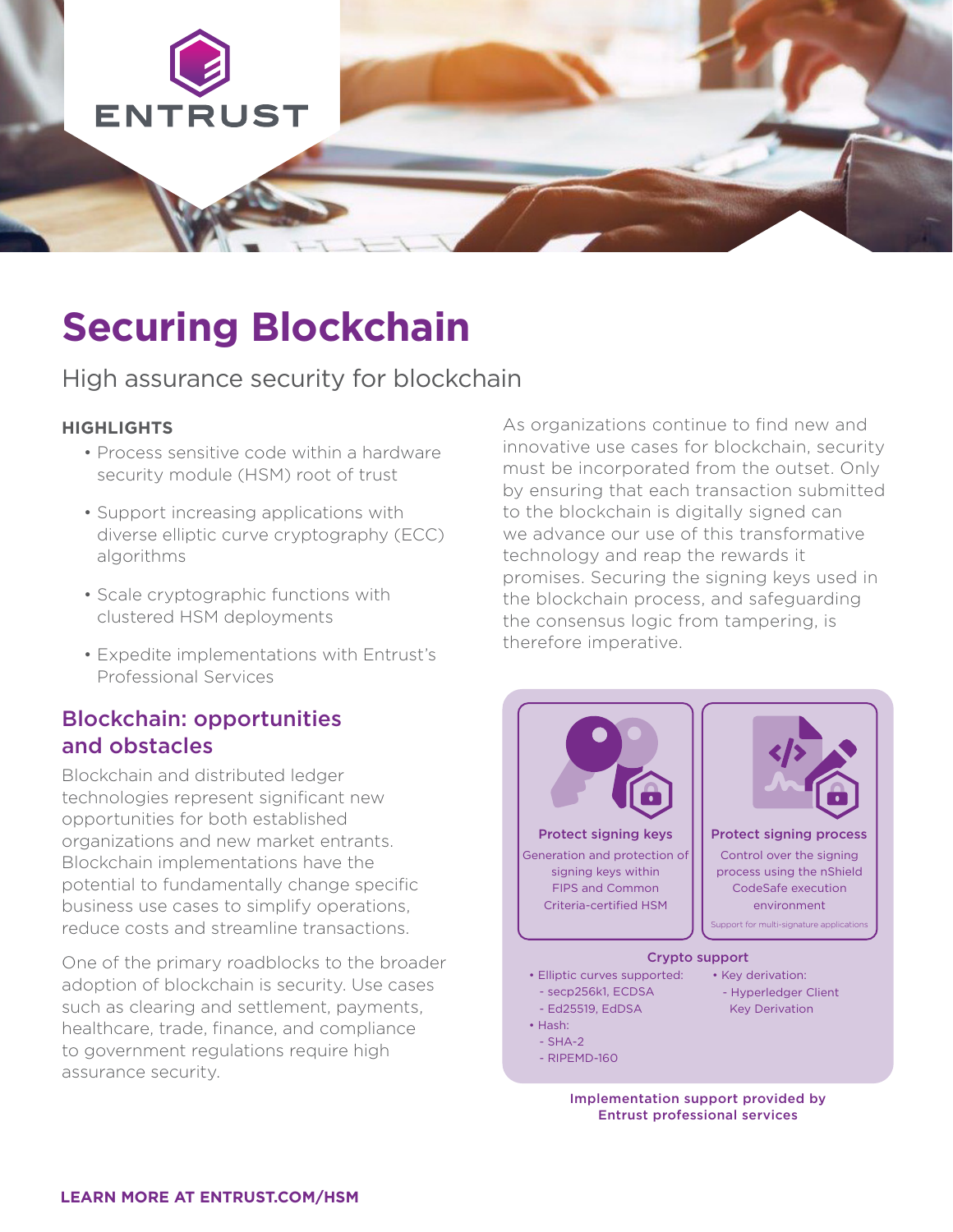ENTRUST

# Securing Blockchain

High assurance security for blockchain

**HIGHLIGHTS**

- Process sensitive code within a hardware security module (HSM) root of trust
- Support increasing applications with diverse elliptic curve cryptography (ECC) algorithms
- Scale cryptographic functions with clustered HSM deployments
- Expedite implementations with Entrust's Professional Services

## Blockchain: opportunities and obstacles

Blockchain and distributed ledger technologies represent significant new opportunities for both established organizations and new market entrants. Blockchain implementations have the potential to fundamentally change specific business use cases to simplify operations, reduce costs and streamline transactions.

One of the primary roadblocks to the broader adoption of blockchain is security. Use cases such as clearing and settlement, payments, healthcare, trade, finance, and compliance to government regulations require high assurance security.

As organizations continue to find new and innovative use cases for blockchain, security must be incorporated from the outset. Only by ensuring that each transaction submitted to the blockchain is digitally signed can we advance our use of this transformative technology and reap the rewards it promises. Securing the signing keys used in the blockchain process, and safeguarding the consensus logic from tampering, is therefore imperative.

**Protect signing keys**

Generation and protection of signing keys within FIPS and Common Criteria-certified HSM

**Protect signing process**

Control over the signing process using the nShield CodeSafe execution environment

Support for multi-signature applications

**Crypto support**

- Elliptic curves supported:
  - secp256k1, ECDSA
  - Ed25519, EdDSA
- Hash:
  - SHA-2
  - RIPEMD-160
- Key derivation:
  - Hyperledger Client Key Derivation

Implementation support provided by Entrust professional services

**LEARN MORE AT ENTRUST.COM/HSM**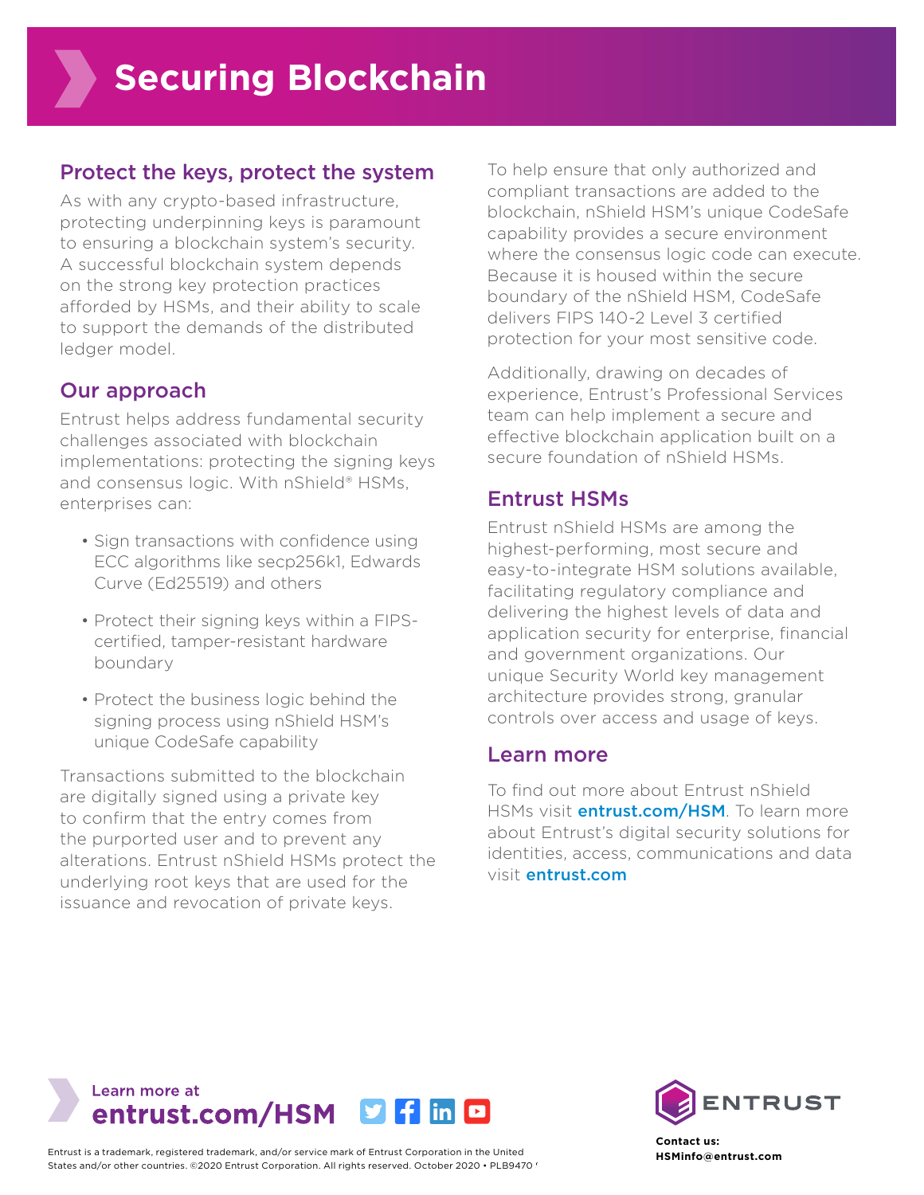# Securing Blockchain

## Protect the keys, protect the system

As with any crypto-based infrastructure, protecting underpinning keys is paramount to ensuring a blockchain system's security. A successful blockchain system depends on the strong key protection practices afforded by HSMs, and their ability to scale to support the demands of the distributed ledger model.

## Our approach

Entrust helps address fundamental security challenges associated with blockchain implementations: protecting the signing keys and consensus logic. With nShield® HSMs, enterprises can:

- Sign transactions with confidence using ECC algorithms like secp256k1, Edwards Curve (Ed25519) and others
- Protect their signing keys within a FIPS-certified, tamper-resistant hardware boundary
- Protect the business logic behind the signing process using nShield HSM's unique CodeSafe capability

Transactions submitted to the blockchain are digitally signed using a private key to confirm that the entry comes from the purported user and to prevent any alterations. Entrust nShield HSMs protect the underlying root keys that are used for the issuance and revocation of private keys.

To help ensure that only authorized and compliant transactions are added to the blockchain, nShield HSM's unique CodeSafe capability provides a secure environment where the consensus logic code can execute. Because it is housed within the secure boundary of the nShield HSM, CodeSafe delivers FIPS 140-2 Level 3 certified protection for your most sensitive code.

Additionally, drawing on decades of experience, Entrust's Professional Services team can help implement a secure and effective blockchain application built on a secure foundation of nShield HSMs.

## Entrust HSMs

Entrust nShield HSMs are among the highest-performing, most secure and easy-to-integrate HSM solutions available, facilitating regulatory compliance and delivering the highest levels of data and application security for enterprise, financial and government organizations. Our unique Security World key management architecture provides strong, granular controls over access and usage of keys.

## Learn more

To find out more about Entrust nShield HSMs visit **entrust.com/HSM**. To learn more about Entrust's digital security solutions for identities, access, communications and data visit **entrust.com**

Learn more at
**entrust.com/HSM**

ENTRUST

**Contact us:**
**HSMinfo@entrust.com**

Entrust is a trademark, registered trademark, and/or service mark of Entrust Corporation in the United States and/or other countries. ©2020 Entrust Corporation. All rights reserved. October 2020 • PLB9470